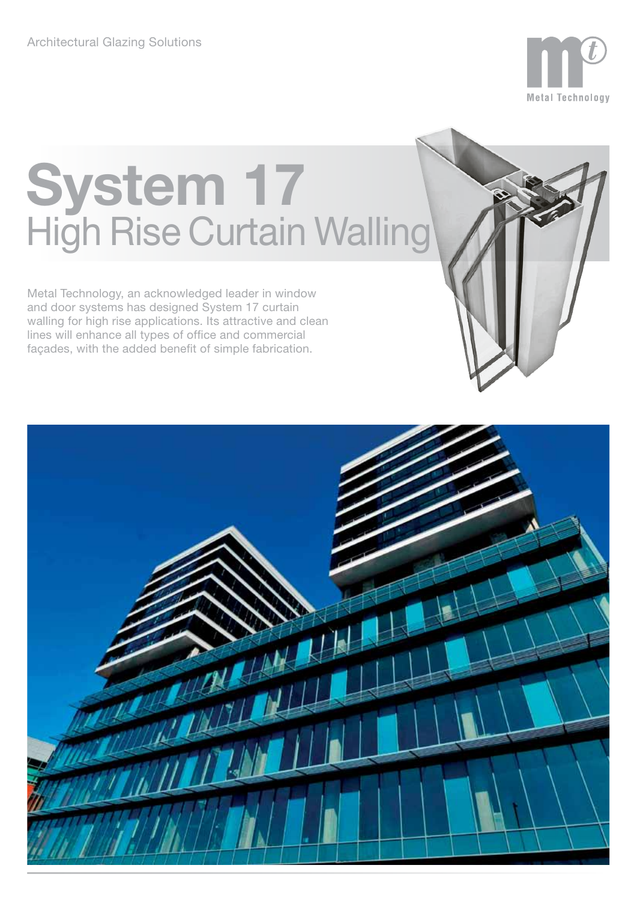Architectural Glazing Solutions

Metal Technology

# System 17
## High Rise Curtain Walling

Metal Technology, an acknowledged leader in window and door systems has designed System 17 curtain walling for high rise applications. Its attractive and clean lines will enhance all types of office and commercial façades, with the added benefit of simple fabrication.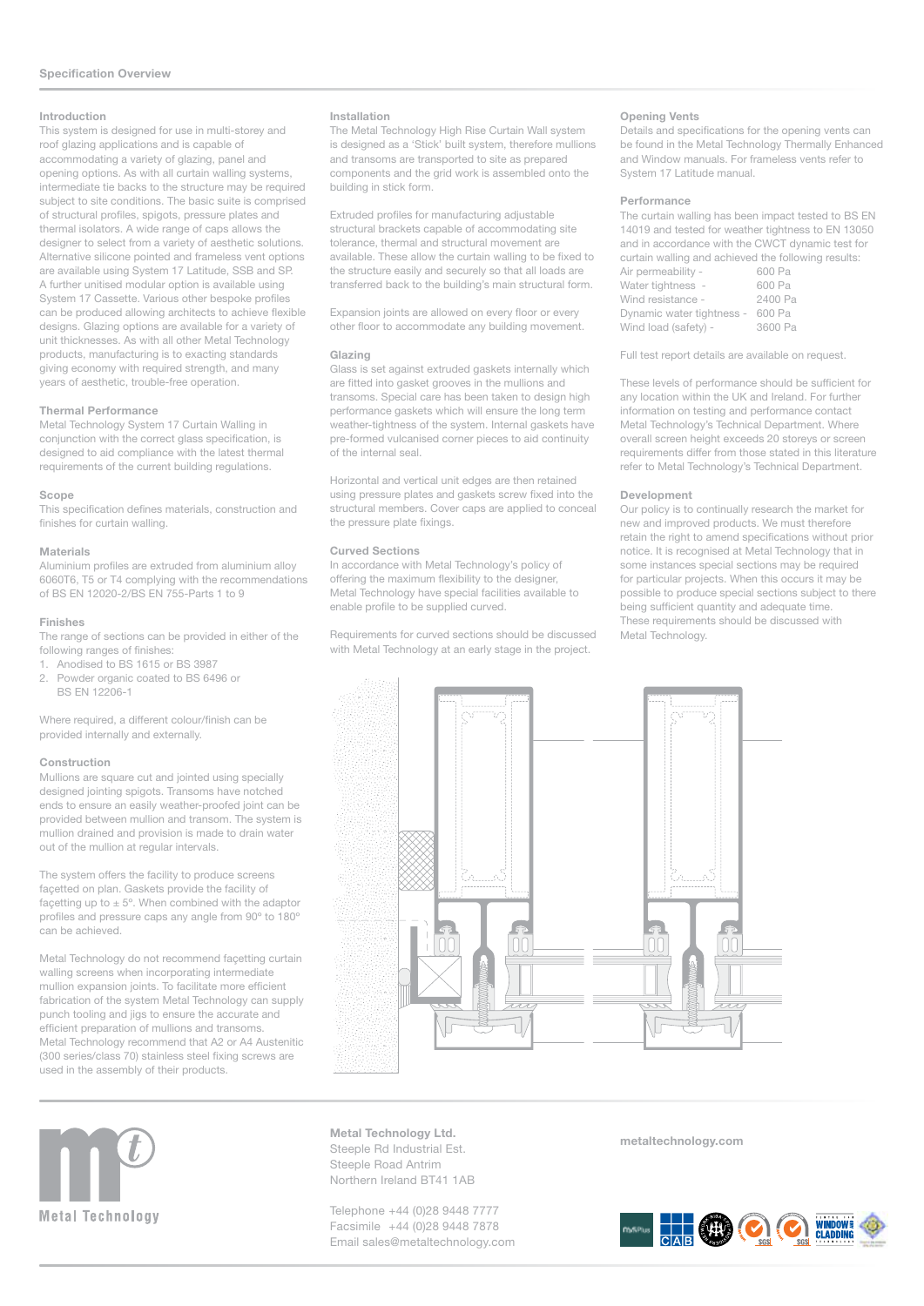## Specification Overview

### Introduction

This system is designed for use in multi-storey and roof glazing applications and is capable of accommodating a variety of glazing, panel and opening options. As with all curtain walling systems, intermediate tie backs to the structure may be required subject to site conditions. The basic suite is comprised of structural profiles, spigots, pressure plates and thermal isolators. A wide range of caps allows the designer to select from a variety of aesthetic solutions. Alternative silicone pointed and frameless vent options are available using System 17 Latitude, SSB and SP. A further unitised modular option is available using System 17 Cassette. Various other bespoke profiles can be produced allowing architects to achieve flexible designs. Glazing options are available for a variety of unit thicknesses. As with all other Metal Technology products, manufacturing is to exacting standards giving economy with required strength, and many years of aesthetic, trouble-free operation.

### Thermal Performance

Metal Technology System 17 Curtain Walling in conjunction with the correct glass specification, is designed to aid compliance with the latest thermal requirements of the current building regulations.

### Scope

This specification defines materials, construction and finishes for curtain walling.

### Materials

Aluminium profiles are extruded from aluminium alloy 6060T6, T5 or T4 complying with the recommendations of BS EN 12020-2/BS EN 755-Parts 1 to 9

### Finishes

The range of sections can be provided in either of the following ranges of finishes:

1. Anodised to BS 1615 or BS 3987
2. Powder organic coated to BS 6496 or BS EN 12206-1

Where required, a different colour/finish can be provided internally and externally.

### Construction

Mullions are square cut and jointed using specially designed jointing spigots. Transoms have notched ends to ensure an easily weather-proofed joint can be provided between mullion and transom. The system is mullion drained and provision is made to drain water out of the mullion at regular intervals.

The system offers the facility to produce screens façetted on plan. Gaskets provide the facility of façetting up to ± 5º. When combined with the adaptor profiles and pressure caps any angle from 90º to 180º can be achieved.

Metal Technology do not recommend façetting curtain walling screens when incorporating intermediate mullion expansion joints. To facilitate more efficient fabrication of the system Metal Technology can supply punch tooling and jigs to ensure the accurate and efficient preparation of mullions and transoms.
Metal Technology recommend that A2 or A4 Austenitic (300 series/class 70) stainless steel fixing screws are used in the assembly of their products.

### Installation

The Metal Technology High Rise Curtain Wall system is designed as a 'Stick' built system, therefore mullions and transoms are transported to site as prepared components and the grid work is assembled onto the building in stick form.

Extruded profiles for manufacturing adjustable structural brackets capable of accommodating site tolerance, thermal and structural movement are available. These allow the curtain walling to be fixed to the structure easily and securely so that all loads are transferred back to the building's main structural form.

Expansion joints are allowed on every floor or every other floor to accommodate any building movement.

### Glazing

Glass is set against extruded gaskets internally which are fitted into gasket grooves in the mullions and transoms. Special care has been taken to design high performance gaskets which will ensure the long term weather-tightness of the system. Internal gaskets have pre-formed vulcanised corner pieces to aid continuity of the internal seal.

Horizontal and vertical unit edges are then retained using pressure plates and gaskets screw fixed into the structural members. Cover caps are applied to conceal the pressure plate fixings.

### Curved Sections

In accordance with Metal Technology's policy of offering the maximum flexibility to the designer, Metal Technology have special facilities available to enable profile to be supplied curved.

Requirements for curved sections should be discussed with Metal Technology at an early stage in the project.

### Opening Vents

Details and specifications for the opening vents can be found in the Metal Technology Thermally Enhanced and Window manuals. For frameless vents refer to System 17 Latitude manual.

### Performance

The curtain walling has been impact tested to BS EN 14019 and tested for weather tightness to EN 13050 and in accordance with the CWCT dynamic test for curtain walling and achieved the following results:

| | |
|---|---|
| Air permeability - | 600 Pa |
| Water tightness - | 600 Pa |
| Wind resistance - | 2400 Pa |
| Dynamic water tightness - | 600 Pa |
| Wind load (safety) - | 3600 Pa |

Full test report details are available on request.

These levels of performance should be sufficient for any location within the UK and Ireland. For further information on testing and performance contact Metal Technology's Technical Department. Where overall screen height exceeds 20 storeys or screen requirements differ from those stated in this literature refer to Metal Technology's Technical Department.

### Development

Our policy is to continually research the market for new and improved products. We must therefore retain the right to amend specifications without prior notice. It is recognised at Metal Technology that in some instances special sections may be required for particular projects. When this occurs it may be possible to produce special sections subject to there being sufficient quantity and adequate time.
These requirements should be discussed with Metal Technology.

Metal Technology

**Metal Technology Ltd.**
Steeple Rd Industrial Est.
Steeple Road Antrim
Northern Ireland BT41 1AB

Telephone +44 (0)28 9448 7777
Facsimile +44 (0)28 9448 7878
Email sales@metaltechnology.com

**metaltechnology.com**